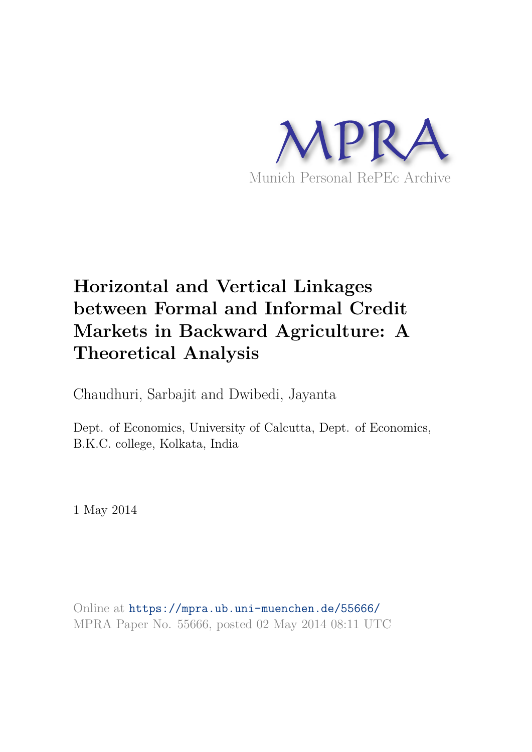MPRA

Munich Personal RePEc Archive

# Horizontal and Vertical Linkages between Formal and Informal Credit Markets in Backward Agriculture: A Theoretical Analysis

Chaudhuri, Sarbajit and Dwibedi, Jayanta

Dept. of Economics, University of Calcutta, Dept. of Economics, B.K.C. college, Kolkata, India

1 May 2014

Online at https://mpra.ub.uni-muenchen.de/55666/
MPRA Paper No. 55666, posted 02 May 2014 08:11 UTC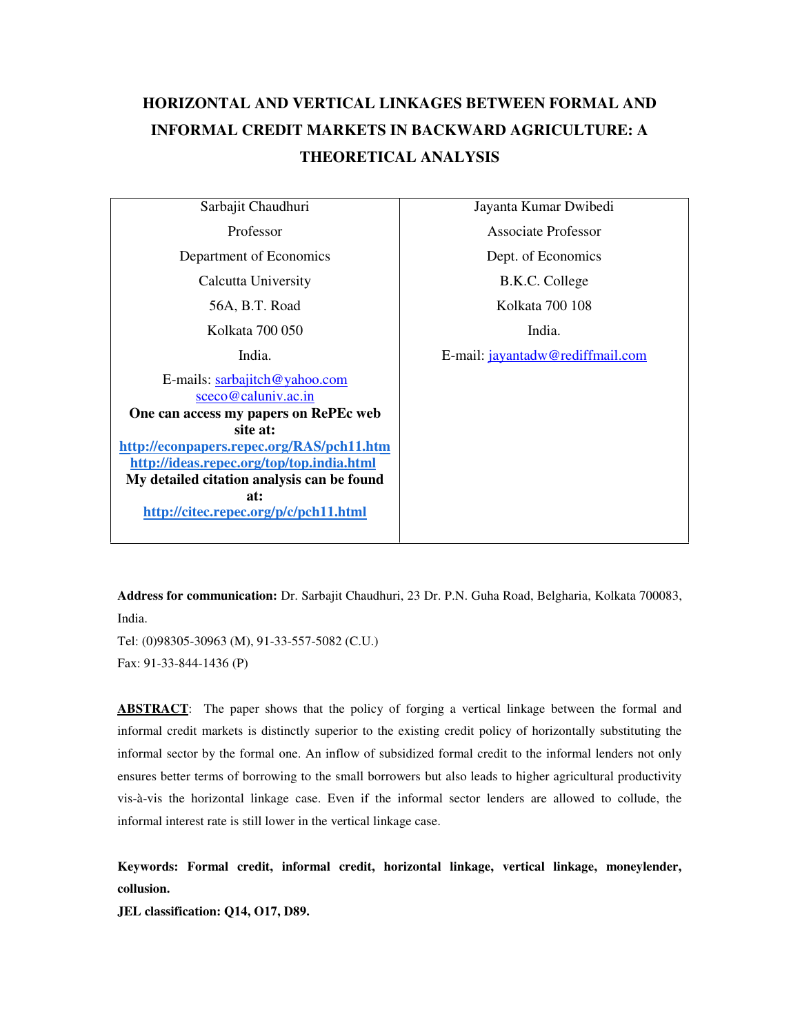# HORIZONTAL AND VERTICAL LINKAGES BETWEEN FORMAL AND INFORMAL CREDIT MARKETS IN BACKWARD AGRICULTURE: A THEORETICAL ANALYSIS

| Sarbajit Chaudhuri | Jayanta Kumar Dwibedi |
|---|---|
| Professor | Associate Professor |
| Department of Economics | Dept. of Economics |
| Calcutta University | B.K.C. College |
| 56A, B.T. Road | Kolkata 700 108 |
| Kolkata 700 050 | India. |
| India. | E-mail: jayantadw@rediffmail.com |
| E-mails: sarbajitch@yahoo.com sceco@caluniv.ac.in | |
| **One can access my papers on RePEc web site at:** | |
| **http://econpapers.repec.org/RAS/pch11.htm** | |
| **http://ideas.repec.org/top/top.india.html** | |
| **My detailed citation analysis can be found at:** | |
| **http://citec.repec.org/p/c/pch11.html** | |

**Address for communication:** Dr. Sarbajit Chaudhuri, 23 Dr. P.N. Guha Road, Belgharia, Kolkata 700083, India.

Tel: (0)98305-30963 (M), 91-33-557-5082 (C.U.)

Fax: 91-33-844-1436 (P)

**ABSTRACT**: The paper shows that the policy of forging a vertical linkage between the formal and informal credit markets is distinctly superior to the existing credit policy of horizontally substituting the informal sector by the formal one. An inflow of subsidized formal credit to the informal lenders not only ensures better terms of borrowing to the small borrowers but also leads to higher agricultural productivity vis-à-vis the horizontal linkage case. Even if the informal sector lenders are allowed to collude, the informal interest rate is still lower in the vertical linkage case.

**Keywords: Formal credit, informal credit, horizontal linkage, vertical linkage, moneylender, collusion.**

**JEL classification: Q14, O17, D89.**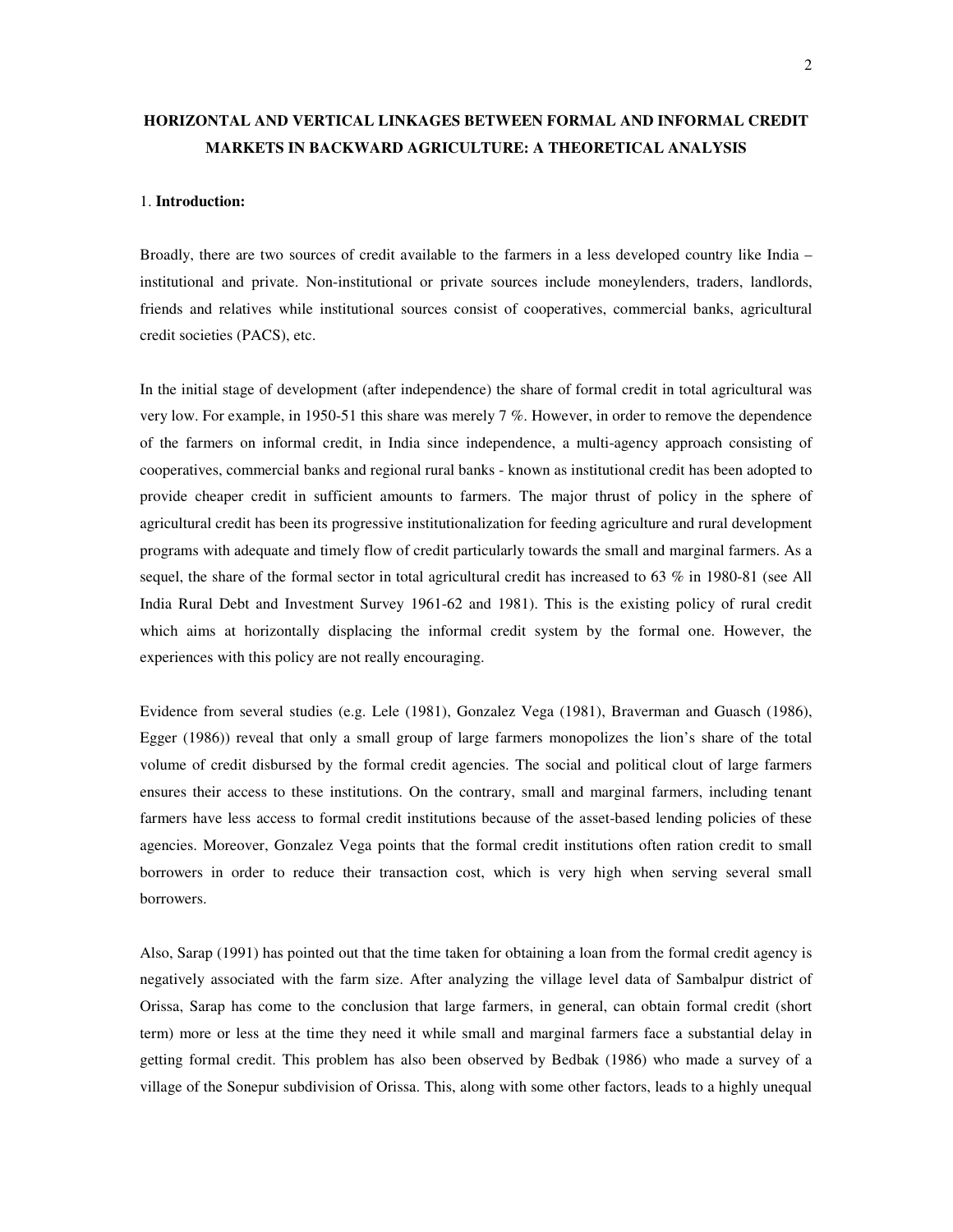# HORIZONTAL AND VERTICAL LINKAGES BETWEEN FORMAL AND INFORMAL CREDIT MARKETS IN BACKWARD AGRICULTURE: A THEORETICAL ANALYSIS

## 1. Introduction:

Broadly, there are two sources of credit available to the farmers in a less developed country like India – institutional and private. Non-institutional or private sources include moneylenders, traders, landlords, friends and relatives while institutional sources consist of cooperatives, commercial banks, agricultural credit societies (PACS), etc.

In the initial stage of development (after independence) the share of formal credit in total agricultural was very low. For example, in 1950-51 this share was merely 7 %. However, in order to remove the dependence of the farmers on informal credit, in India since independence, a multi-agency approach consisting of cooperatives, commercial banks and regional rural banks - known as institutional credit has been adopted to provide cheaper credit in sufficient amounts to farmers. The major thrust of policy in the sphere of agricultural credit has been its progressive institutionalization for feeding agriculture and rural development programs with adequate and timely flow of credit particularly towards the small and marginal farmers. As a sequel, the share of the formal sector in total agricultural credit has increased to 63 % in 1980-81 (see All India Rural Debt and Investment Survey 1961-62 and 1981). This is the existing policy of rural credit which aims at horizontally displacing the informal credit system by the formal one. However, the experiences with this policy are not really encouraging.

Evidence from several studies (e.g. Lele (1981), Gonzalez Vega (1981), Braverman and Guasch (1986), Egger (1986)) reveal that only a small group of large farmers monopolizes the lion's share of the total volume of credit disbursed by the formal credit agencies. The social and political clout of large farmers ensures their access to these institutions. On the contrary, small and marginal farmers, including tenant farmers have less access to formal credit institutions because of the asset-based lending policies of these agencies. Moreover, Gonzalez Vega points that the formal credit institutions often ration credit to small borrowers in order to reduce their transaction cost, which is very high when serving several small borrowers.

Also, Sarap (1991) has pointed out that the time taken for obtaining a loan from the formal credit agency is negatively associated with the farm size. After analyzing the village level data of Sambalpur district of Orissa, Sarap has come to the conclusion that large farmers, in general, can obtain formal credit (short term) more or less at the time they need it while small and marginal farmers face a substantial delay in getting formal credit. This problem has also been observed by Bedbak (1986) who made a survey of a village of the Sonepur subdivision of Orissa. This, along with some other factors, leads to a highly unequal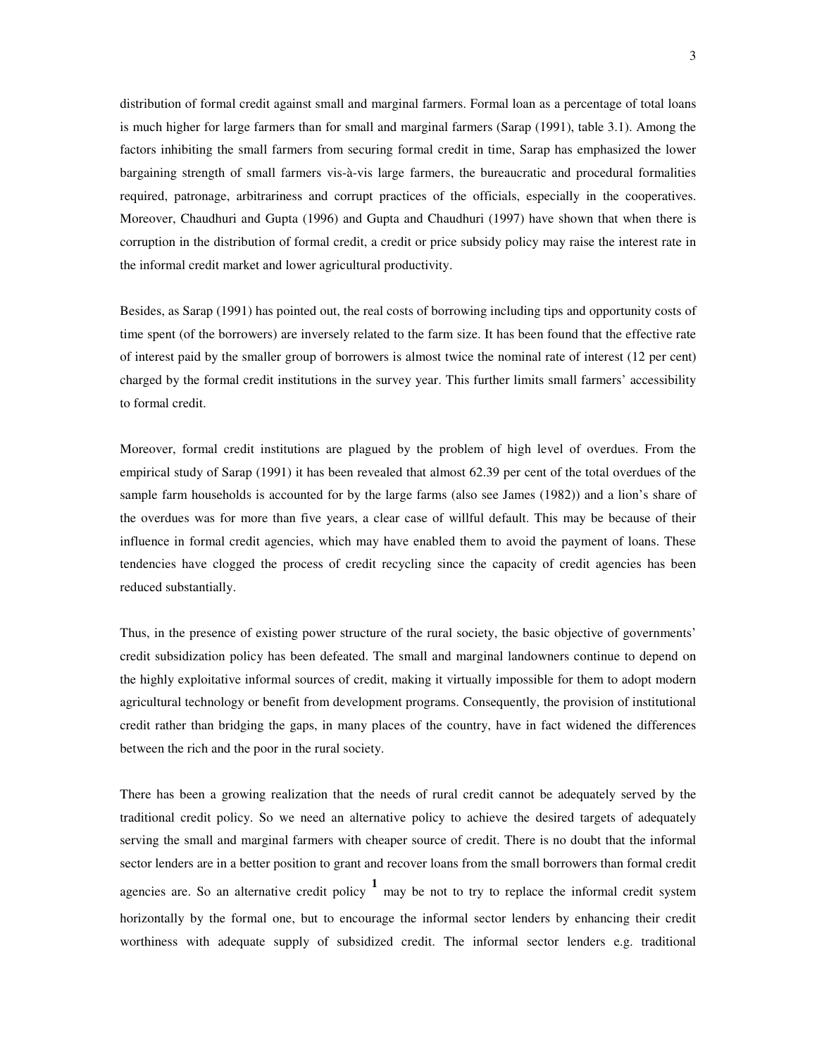distribution of formal credit against small and marginal farmers. Formal loan as a percentage of total loans is much higher for large farmers than for small and marginal farmers (Sarap (1991), table 3.1). Among the factors inhibiting the small farmers from securing formal credit in time, Sarap has emphasized the lower bargaining strength of small farmers vis-à-vis large farmers, the bureaucratic and procedural formalities required, patronage, arbitrariness and corrupt practices of the officials, especially in the cooperatives. Moreover, Chaudhuri and Gupta (1996) and Gupta and Chaudhuri (1997) have shown that when there is corruption in the distribution of formal credit, a credit or price subsidy policy may raise the interest rate in the informal credit market and lower agricultural productivity.

Besides, as Sarap (1991) has pointed out, the real costs of borrowing including tips and opportunity costs of time spent (of the borrowers) are inversely related to the farm size. It has been found that the effective rate of interest paid by the smaller group of borrowers is almost twice the nominal rate of interest (12 per cent) charged by the formal credit institutions in the survey year. This further limits small farmers' accessibility to formal credit.

Moreover, formal credit institutions are plagued by the problem of high level of overdues. From the empirical study of Sarap (1991) it has been revealed that almost 62.39 per cent of the total overdues of the sample farm households is accounted for by the large farms (also see James (1982)) and a lion's share of the overdues was for more than five years, a clear case of willful default. This may be because of their influence in formal credit agencies, which may have enabled them to avoid the payment of loans. These tendencies have clogged the process of credit recycling since the capacity of credit agencies has been reduced substantially.

Thus, in the presence of existing power structure of the rural society, the basic objective of governments' credit subsidization policy has been defeated. The small and marginal landowners continue to depend on the highly exploitative informal sources of credit, making it virtually impossible for them to adopt modern agricultural technology or benefit from development programs. Consequently, the provision of institutional credit rather than bridging the gaps, in many places of the country, have in fact widened the differences between the rich and the poor in the rural society.

There has been a growing realization that the needs of rural credit cannot be adequately served by the traditional credit policy. So we need an alternative policy to achieve the desired targets of adequately serving the small and marginal farmers with cheaper source of credit. There is no doubt that the informal sector lenders are in a better position to grant and recover loans from the small borrowers than formal credit agencies are. So an alternative credit policy [1] may be not to try to replace the informal credit system horizontally by the formal one, but to encourage the informal sector lenders by enhancing their credit worthiness with adequate supply of subsidized credit. The informal sector lenders e.g. traditional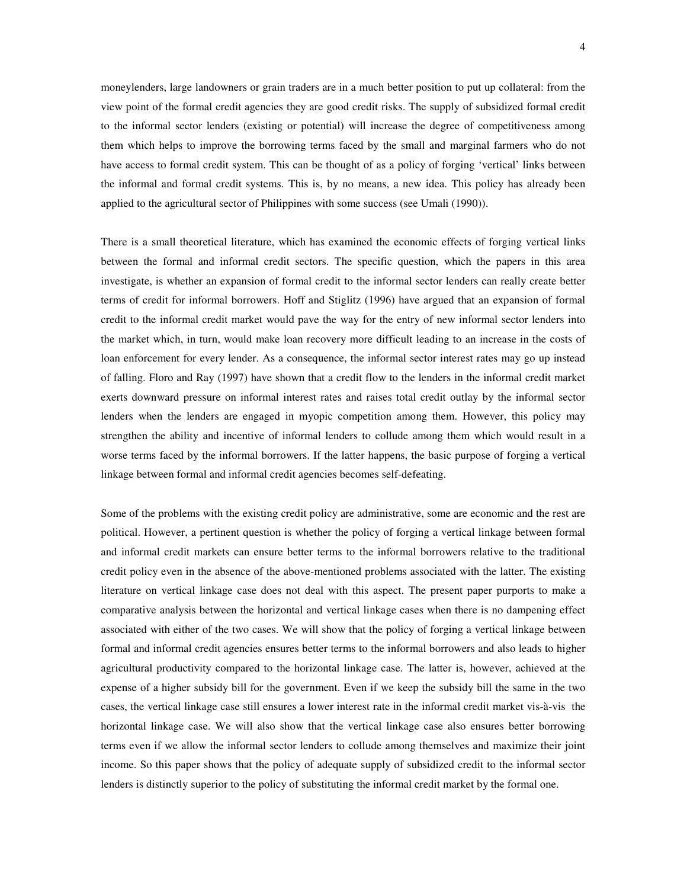moneylenders, large landowners or grain traders are in a much better position to put up collateral: from the view point of the formal credit agencies they are good credit risks. The supply of subsidized formal credit to the informal sector lenders (existing or potential) will increase the degree of competitiveness among them which helps to improve the borrowing terms faced by the small and marginal farmers who do not have access to formal credit system. This can be thought of as a policy of forging 'vertical' links between the informal and formal credit systems. This is, by no means, a new idea. This policy has already been applied to the agricultural sector of Philippines with some success (see Umali (1990)).

There is a small theoretical literature, which has examined the economic effects of forging vertical links between the formal and informal credit sectors. The specific question, which the papers in this area investigate, is whether an expansion of formal credit to the informal sector lenders can really create better terms of credit for informal borrowers. Hoff and Stiglitz (1996) have argued that an expansion of formal credit to the informal credit market would pave the way for the entry of new informal sector lenders into the market which, in turn, would make loan recovery more difficult leading to an increase in the costs of loan enforcement for every lender. As a consequence, the informal sector interest rates may go up instead of falling. Floro and Ray (1997) have shown that a credit flow to the lenders in the informal credit market exerts downward pressure on informal interest rates and raises total credit outlay by the informal sector lenders when the lenders are engaged in myopic competition among them. However, this policy may strengthen the ability and incentive of informal lenders to collude among them which would result in a worse terms faced by the informal borrowers. If the latter happens, the basic purpose of forging a vertical linkage between formal and informal credit agencies becomes self-defeating.

Some of the problems with the existing credit policy are administrative, some are economic and the rest are political. However, a pertinent question is whether the policy of forging a vertical linkage between formal and informal credit markets can ensure better terms to the informal borrowers relative to the traditional credit policy even in the absence of the above-mentioned problems associated with the latter. The existing literature on vertical linkage case does not deal with this aspect. The present paper purports to make a comparative analysis between the horizontal and vertical linkage cases when there is no dampening effect associated with either of the two cases. We will show that the policy of forging a vertical linkage between formal and informal credit agencies ensures better terms to the informal borrowers and also leads to higher agricultural productivity compared to the horizontal linkage case. The latter is, however, achieved at the expense of a higher subsidy bill for the government. Even if we keep the subsidy bill the same in the two cases, the vertical linkage case still ensures a lower interest rate in the informal credit market vis-à-vis the horizontal linkage case. We will also show that the vertical linkage case also ensures better borrowing terms even if we allow the informal sector lenders to collude among themselves and maximize their joint income. So this paper shows that the policy of adequate supply of subsidized credit to the informal sector lenders is distinctly superior to the policy of substituting the informal credit market by the formal one.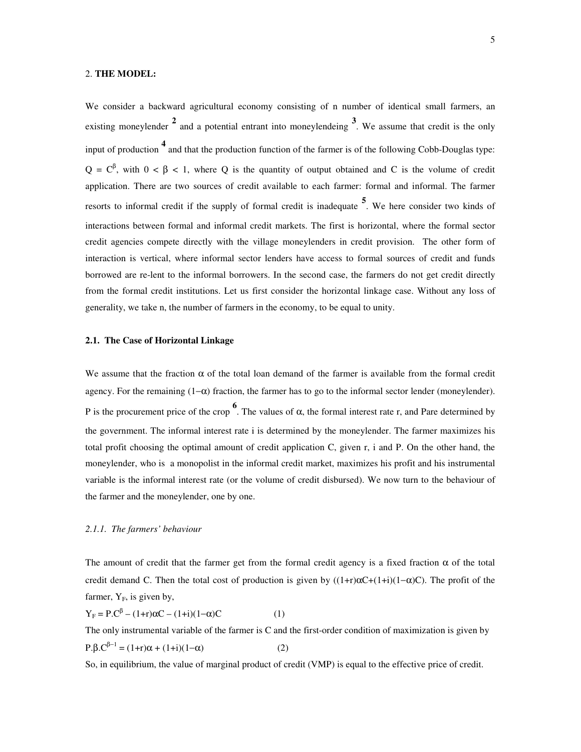## 2. **THE MODEL:**

We consider a backward agricultural economy consisting of n number of identical small farmers, an existing moneylender [2] and a potential entrant into moneylendeing [3]. We assume that credit is the only input of production [4] and that the production function of the farmer is of the following Cobb-Douglas type: $Q = C^{\beta}$, with $0 < \beta < 1$, where Q is the quantity of output obtained and C is the volume of credit application. There are two sources of credit available to each farmer: formal and informal. The farmer resorts to informal credit if the supply of formal credit is inadequate [5]. We here consider two kinds of interactions between formal and informal credit markets. The first is horizontal, where the formal sector credit agencies compete directly with the village moneylenders in credit provision. The other form of interaction is vertical, where informal sector lenders have access to formal sources of credit and funds borrowed are re-lent to the informal borrowers. In the second case, the farmers do not get credit directly from the formal credit institutions. Let us first consider the horizontal linkage case. Without any loss of generality, we take n, the number of farmers in the economy, to be equal to unity.

### 2.1. The Case of Horizontal Linkage

We assume that the fraction $\alpha$ of the total loan demand of the farmer is available from the formal credit agency. For the remaining $(1-\alpha)$ fraction, the farmer has to go to the informal sector lender (moneylender). P is the procurement price of the crop [6]. The values of $\alpha$, the formal interest rate r, and Pare determined by the government. The informal interest rate i is determined by the moneylender. The farmer maximizes his total profit choosing the optimal amount of credit application C, given r, i and P. On the other hand, the moneylender, who is a monopolist in the informal credit market, maximizes his profit and his instrumental variable is the informal interest rate (or the volume of credit disbursed). We now turn to the behaviour of the farmer and the moneylender, one by one.

#### *2.1.1. The farmers' behaviour*

The amount of credit that the farmer get from the formal credit agency is a fixed fraction $\alpha$ of the total credit demand C. Then the total cost of production is given by $((1+r)\alpha C+(1+i)(1-\alpha)C)$. The profit of the farmer, $Y_F$, is given by,

$$Y_F = P.C^{\beta} - (1+r)\alpha C - (1+i)(1-\alpha)C \qquad (1)$$

The only instrumental variable of the farmer is C and the first-order condition of maximization is given by

$$P.\beta.C^{\beta-1} = (1+r)\alpha + (1+i)(1-\alpha) \qquad (2)$$

So, in equilibrium, the value of marginal product of credit (VMP) is equal to the effective price of credit.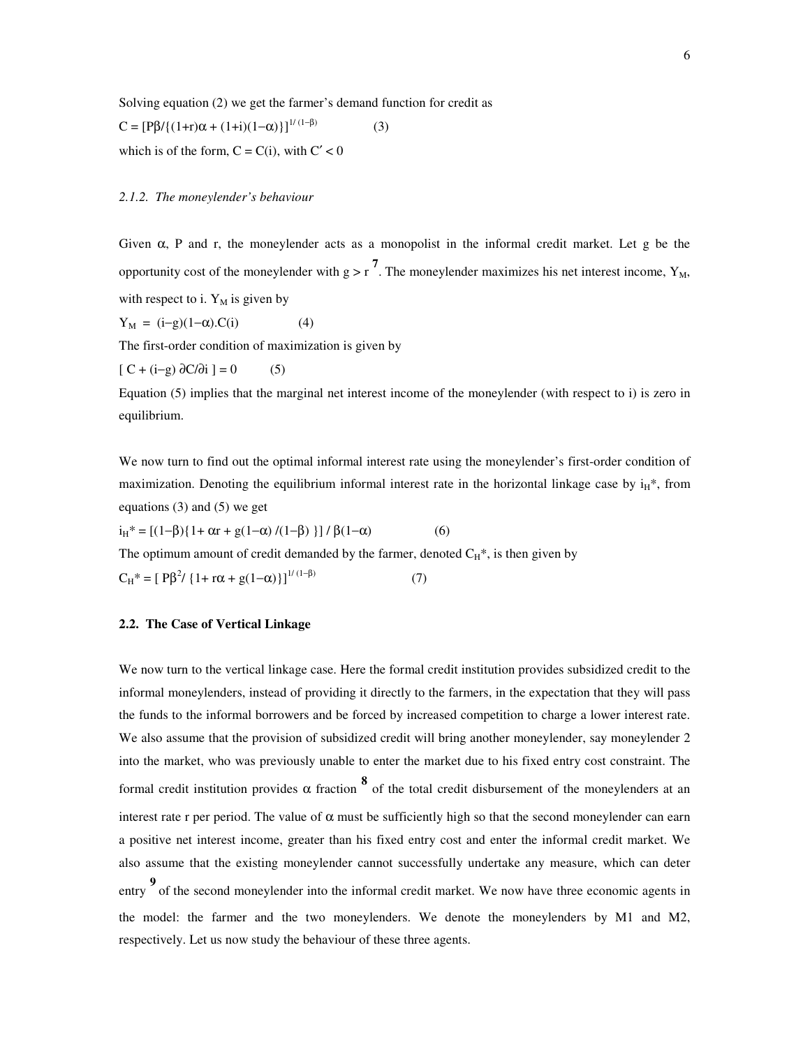Solving equation (2) we get the farmer's demand function for credit as

$$C = [P\beta/\{(1+r)\alpha + (1+i)(1-\alpha)\}]^{1/(1-\beta)} \qquad (3)$$

which is of the form, $C = C(i)$, with $C' < 0$

### *2.1.2. The moneylender's behaviour*

Given $\alpha$, P and r, the moneylender acts as a monopolist in the informal credit market. Let g be the opportunity cost of the moneylender with $g > r$ [7]. The moneylender maximizes his net interest income, $Y_M$, with respect to i. $Y_M$ is given by

$$Y_M = (i-g)(1-\alpha).C(i) \qquad (4)$$

The first-order condition of maximization is given by

$$[\, C + (i-g)\, \partial C/\partial i \,] = 0 \qquad (5)$$

Equation (5) implies that the marginal net interest income of the moneylender (with respect to i) is zero in equilibrium.

We now turn to find out the optimal informal interest rate using the moneylender's first-order condition of maximization. Denoting the equilibrium informal interest rate in the horizontal linkage case by $i_H^*$, from equations (3) and (5) we get

$$i_H^* = [(1-\beta)\{1+ \alpha r + g(1-\alpha)/(1-\beta)\}] / \beta(1-\alpha) \qquad (6)$$

The optimum amount of credit demanded by the farmer, denoted $C_H^*$, is then given by

$$C_H^* = [\, P\beta^2/ \{1+ r\alpha + g(1-\alpha)\}]^{1/(1-\beta)} \qquad (7)$$

## 2.2. The Case of Vertical Linkage

We now turn to the vertical linkage case. Here the formal credit institution provides subsidized credit to the informal moneylenders, instead of providing it directly to the farmers, in the expectation that they will pass the funds to the informal borrowers and be forced by increased competition to charge a lower interest rate. We also assume that the provision of subsidized credit will bring another moneylender, say moneylender 2 into the market, who was previously unable to enter the market due to his fixed entry cost constraint. The formal credit institution provides $\alpha$ fraction [8] of the total credit disbursement of the moneylenders at an interest rate r per period. The value of $\alpha$ must be sufficiently high so that the second moneylender can earn a positive net interest income, greater than his fixed entry cost and enter the informal credit market. We also assume that the existing moneylender cannot successfully undertake any measure, which can deter entry [9] of the second moneylender into the informal credit market. We now have three economic agents in the model: the farmer and the two moneylenders. We denote the moneylenders by M1 and M2, respectively. Let us now study the behaviour of these three agents.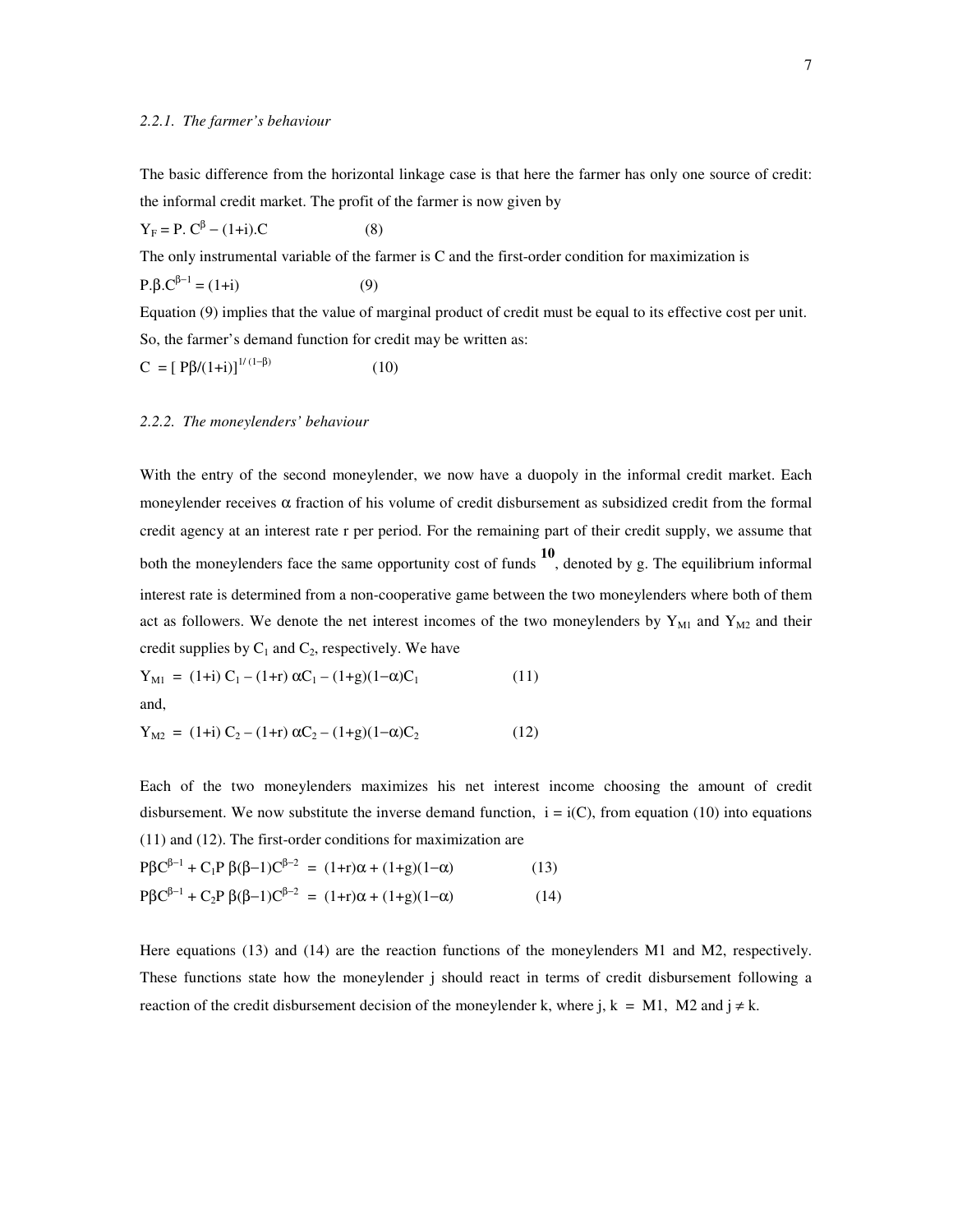*2.2.1. The farmer's behaviour*

The basic difference from the horizontal linkage case is that here the farmer has only one source of credit: the informal credit market. The profit of the farmer is now given by

$$Y_F = P.\ C^{\beta} - (1+i).C \qquad (8)$$

The only instrumental variable of the farmer is C and the first-order condition for maximization is

$$P.\beta.C^{\beta-1} = (1+i) \qquad (9)$$

Equation (9) implies that the value of marginal product of credit must be equal to its effective cost per unit. So, the farmer's demand function for credit may be written as:

$$C = [\ P\beta/(1+i)]^{1/(1-\beta)} \qquad (10)$$

*2.2.2. The moneylenders' behaviour*

With the entry of the second moneylender, we now have a duopoly in the informal credit market. Each moneylender receives $\alpha$ fraction of his volume of credit disbursement as subsidized credit from the formal credit agency at an interest rate r per period. For the remaining part of their credit supply, we assume that both the moneylenders face the same opportunity cost of funds [10], denoted by g. The equilibrium informal interest rate is determined from a non-cooperative game between the two moneylenders where both of them act as followers. We denote the net interest incomes of the two moneylenders by $Y_{M1}$ and $Y_{M2}$ and their credit supplies by $C_1$ and $C_2$, respectively. We have

$$Y_{M1} = (1+i)\ C_1 - (1+r)\ \alpha C_1 - (1+g)(1-\alpha)C_1 \qquad (11)$$

and,

$$Y_{M2} = (1+i)\ C_2 - (1+r)\ \alpha C_2 - (1+g)(1-\alpha)C_2 \qquad (12)$$

Each of the two moneylenders maximizes his net interest income choosing the amount of credit disbursement. We now substitute the inverse demand function, $i = i(C)$, from equation (10) into equations (11) and (12). The first-order conditions for maximization are

$$P\beta C^{\beta-1} + C_1 P\ \beta(\beta-1)C^{\beta-2} = (1+r)\alpha + (1+g)(1-\alpha) \qquad (13)$$

$$P\beta C^{\beta-1} + C_2 P\ \beta(\beta-1)C^{\beta-2} = (1+r)\alpha + (1+g)(1-\alpha) \qquad (14)$$

Here equations (13) and (14) are the reaction functions of the moneylenders M1 and M2, respectively. These functions state how the moneylender j should react in terms of credit disbursement following a reaction of the credit disbursement decision of the moneylender k, where $j, k = M1, M2$ and $j \neq k$.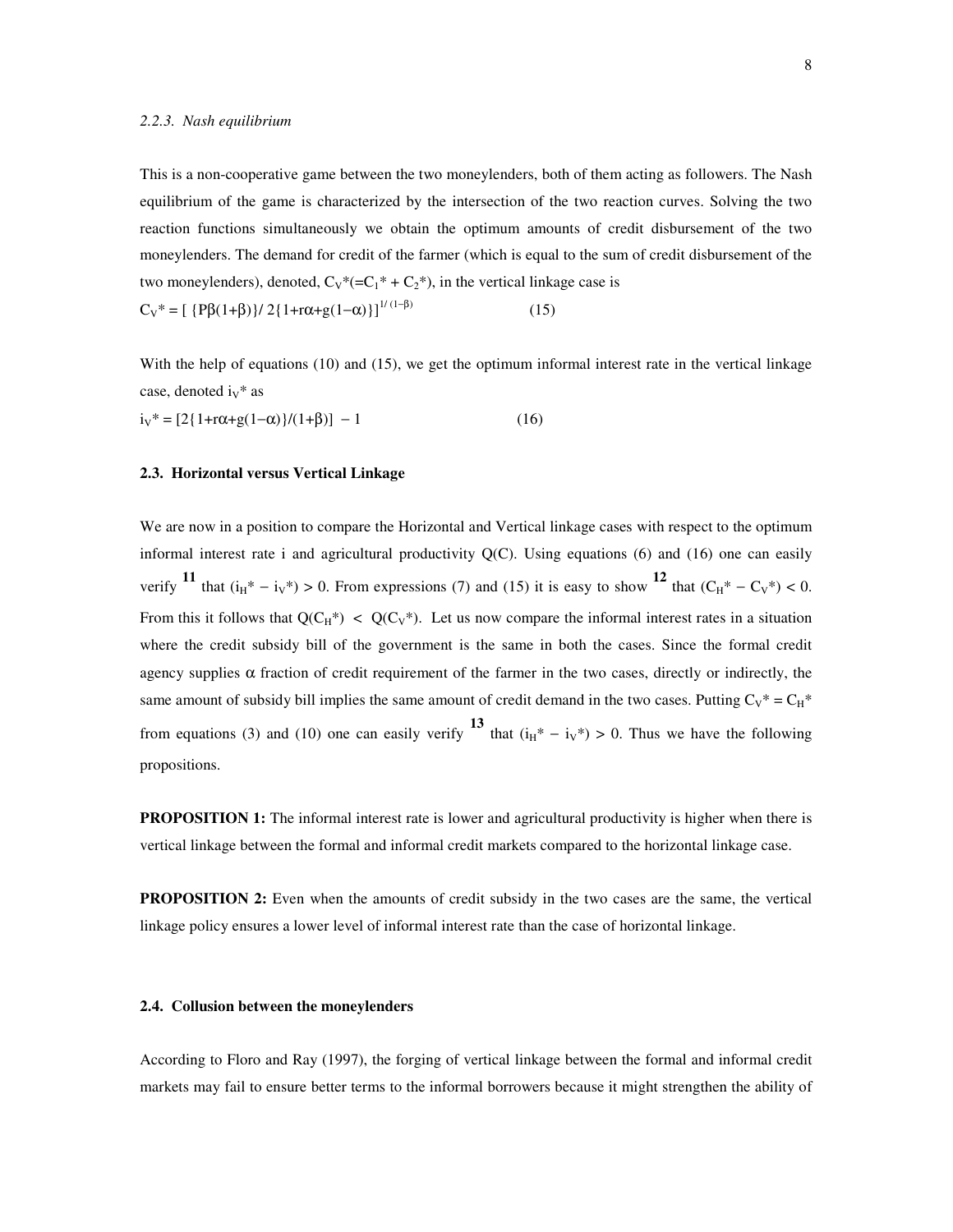### *2.2.3. Nash equilibrium*

This is a non-cooperative game between the two moneylenders, both of them acting as followers. The Nash equilibrium of the game is characterized by the intersection of the two reaction curves. Solving the two reaction functions simultaneously we obtain the optimum amounts of credit disbursement of the two moneylenders. The demand for credit of the farmer (which is equal to the sum of credit disbursement of the two moneylenders), denoted, $C_V^*(=C_1^* + C_2^*)$, in the vertical linkage case is

$$C_V^* = [\ \{P\beta(1+\beta)\}/\ 2\{1+r\alpha+g(1-\alpha)\}]^{1/(1-\beta)} \qquad (15)$$

With the help of equations (10) and (15), we get the optimum informal interest rate in the vertical linkage case, denoted $i_V^*$ as

$$i_V^* = [2\{1+r\alpha+g(1-\alpha)\}/(1+\beta)] - 1 \qquad (16)$$

## 2.3. Horizontal versus Vertical Linkage

We are now in a position to compare the Horizontal and Vertical linkage cases with respect to the optimum informal interest rate i and agricultural productivity Q(C). Using equations (6) and (16) one can easily verify [11] that $(i_H^* - i_V^*) > 0$. From expressions (7) and (15) it is easy to show [12] that $(C_H^* - C_V^*) < 0$. From this it follows that $Q(C_H^*) < Q(C_V^*)$. Let us now compare the informal interest rates in a situation where the credit subsidy bill of the government is the same in both the cases. Since the formal credit agency supplies $\alpha$ fraction of credit requirement of the farmer in the two cases, directly or indirectly, the same amount of subsidy bill implies the same amount of credit demand in the two cases. Putting $C_V^* = C_H^*$ from equations (3) and (10) one can easily verify [13] that $(i_H^* - i_V^*) > 0$. Thus we have the following propositions.

**PROPOSITION 1:** The informal interest rate is lower and agricultural productivity is higher when there is vertical linkage between the formal and informal credit markets compared to the horizontal linkage case.

**PROPOSITION 2:** Even when the amounts of credit subsidy in the two cases are the same, the vertical linkage policy ensures a lower level of informal interest rate than the case of horizontal linkage.

## 2.4. Collusion between the moneylenders

According to Floro and Ray (1997), the forging of vertical linkage between the formal and informal credit markets may fail to ensure better terms to the informal borrowers because it might strengthen the ability of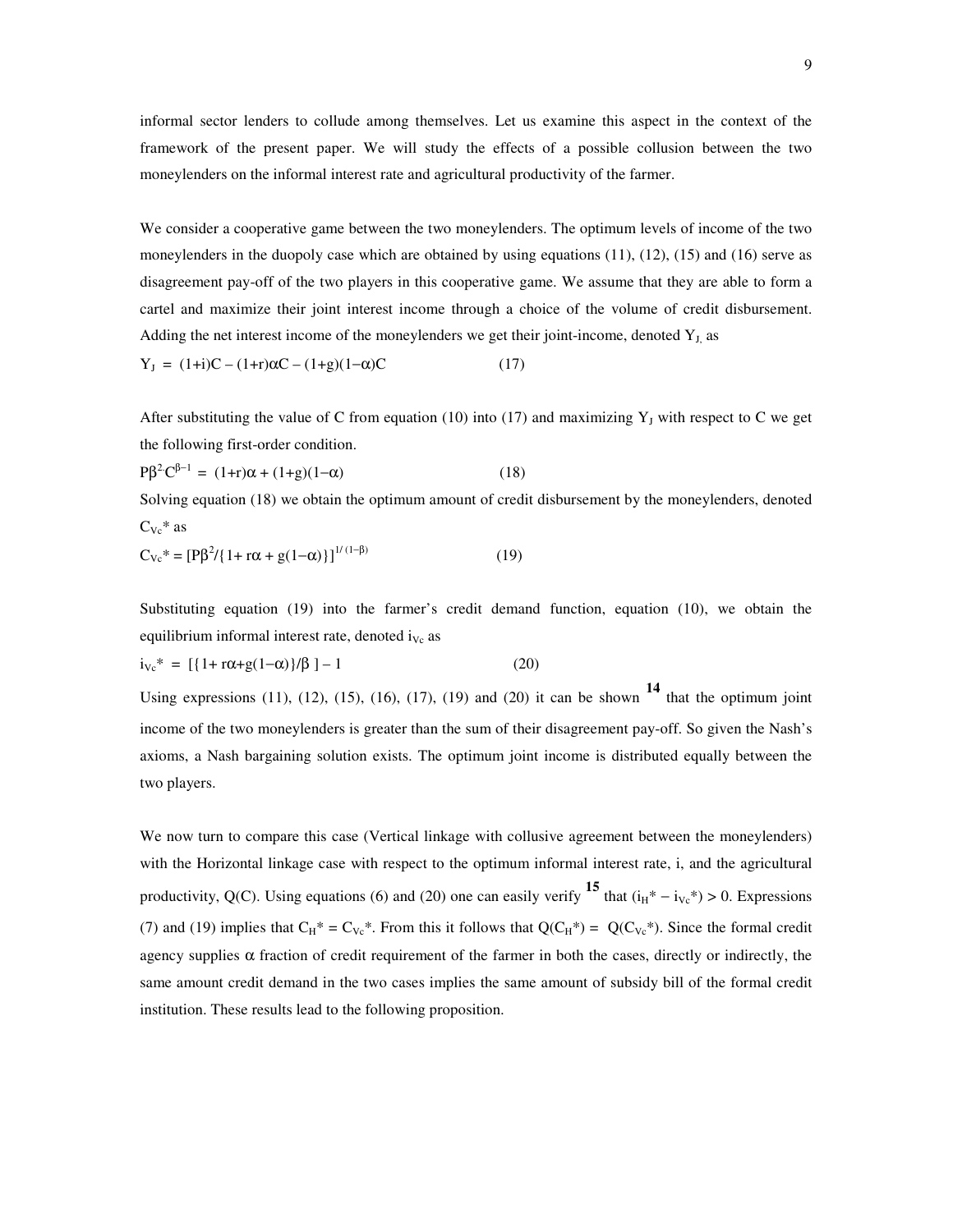informal sector lenders to collude among themselves. Let us examine this aspect in the context of the framework of the present paper. We will study the effects of a possible collusion between the two moneylenders on the informal interest rate and agricultural productivity of the farmer.

We consider a cooperative game between the two moneylenders. The optimum levels of income of the two moneylenders in the duopoly case which are obtained by using equations (11), (12), (15) and (16) serve as disagreement pay-off of the two players in this cooperative game. We assume that they are able to form a cartel and maximize their joint interest income through a choice of the volume of credit disbursement. Adding the net interest income of the moneylenders we get their joint-income, denoted $Y_J$, as

$$Y_J = (1+i)C - (1+r)\alpha C - (1+g)(1-\alpha)C \qquad (17)$$

After substituting the value of C from equation (10) into (17) and maximizing $Y_J$ with respect to C we get the following first-order condition.

$$P\beta^2 C^{\beta-1} = (1+r)\alpha + (1+g)(1-\alpha) \qquad (18)$$

Solving equation (18) we obtain the optimum amount of credit disbursement by the moneylenders, denoted $C_{Vc}^*$ as

$$C_{Vc}^* = [P\beta^2/\{1+ r\alpha + g(1-\alpha)\}]^{1/(1-\beta)} \qquad (19)$$

Substituting equation (19) into the farmer's credit demand function, equation (10), we obtain the equilibrium informal interest rate, denoted $i_{Vc}$ as

$$i_{Vc}^* = [\{1+ r\alpha+g(1-\alpha)\}/\beta\,] - 1 \qquad (20)$$

Using expressions (11), (12), (15), (16), (17), (19) and (20) it can be shown [14] that the optimum joint income of the two moneylenders is greater than the sum of their disagreement pay-off. So given the Nash's axioms, a Nash bargaining solution exists. The optimum joint income is distributed equally between the two players.

We now turn to compare this case (Vertical linkage with collusive agreement between the moneylenders) with the Horizontal linkage case with respect to the optimum informal interest rate, i, and the agricultural productivity, Q(C). Using equations (6) and (20) one can easily verify [15] that $(i_H^* - i_{Vc}^*) > 0$. Expressions (7) and (19) implies that $C_H^* = C_{Vc}^*$. From this it follows that $Q(C_H^*) = Q(C_{Vc}^*)$. Since the formal credit agency supplies $\alpha$ fraction of credit requirement of the farmer in both the cases, directly or indirectly, the same amount credit demand in the two cases implies the same amount of subsidy bill of the formal credit institution. These results lead to the following proposition.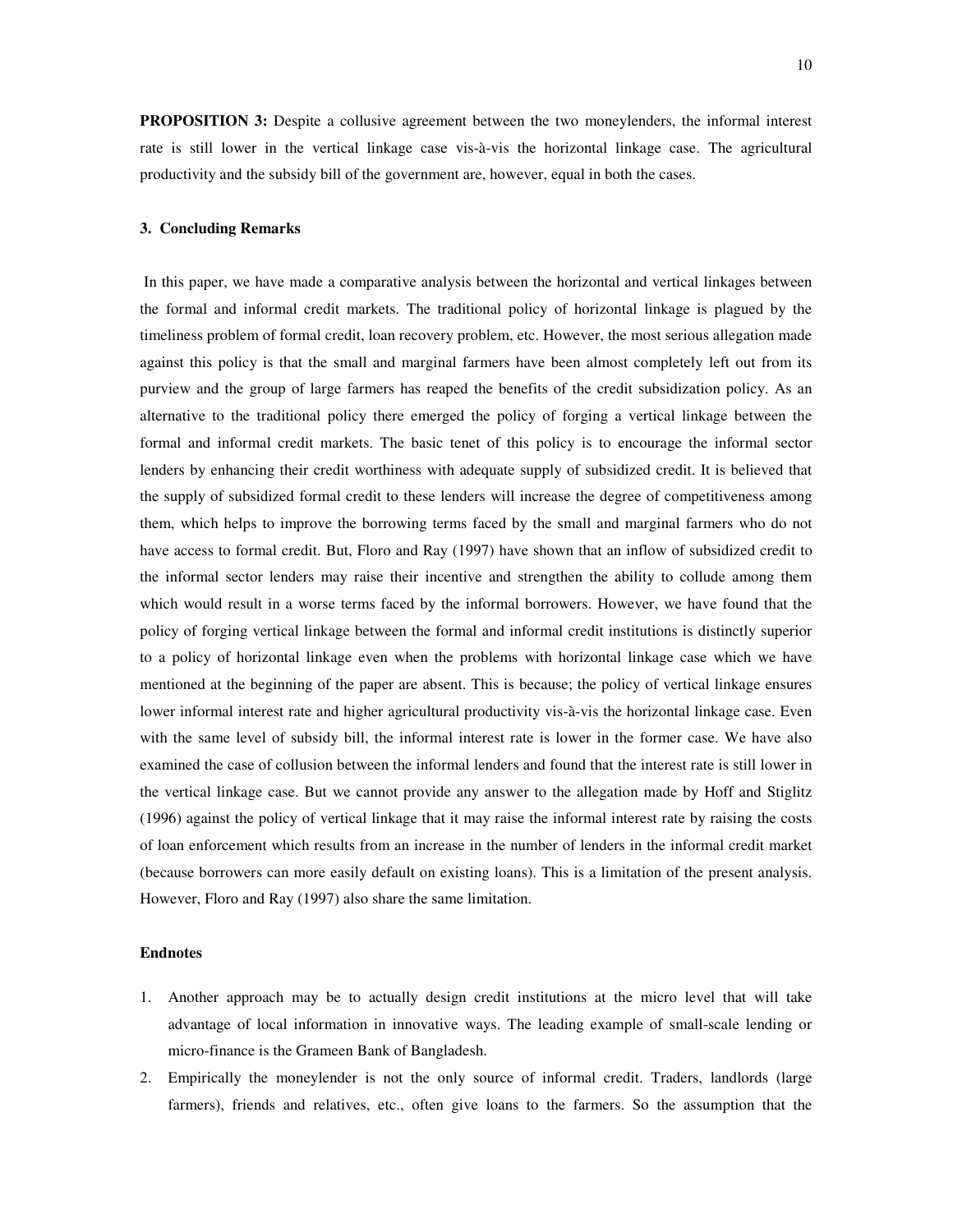**PROPOSITION 3:** Despite a collusive agreement between the two moneylenders, the informal interest rate is still lower in the vertical linkage case vis-à-vis the horizontal linkage case. The agricultural productivity and the subsidy bill of the government are, however, equal in both the cases.

### 3. Concluding Remarks

In this paper, we have made a comparative analysis between the horizontal and vertical linkages between the formal and informal credit markets. The traditional policy of horizontal linkage is plagued by the timeliness problem of formal credit, loan recovery problem, etc. However, the most serious allegation made against this policy is that the small and marginal farmers have been almost completely left out from its purview and the group of large farmers has reaped the benefits of the credit subsidization policy. As an alternative to the traditional policy there emerged the policy of forging a vertical linkage between the formal and informal credit markets. The basic tenet of this policy is to encourage the informal sector lenders by enhancing their credit worthiness with adequate supply of subsidized credit. It is believed that the supply of subsidized formal credit to these lenders will increase the degree of competitiveness among them, which helps to improve the borrowing terms faced by the small and marginal farmers who do not have access to formal credit. But, Floro and Ray (1997) have shown that an inflow of subsidized credit to the informal sector lenders may raise their incentive and strengthen the ability to collude among them which would result in a worse terms faced by the informal borrowers. However, we have found that the policy of forging vertical linkage between the formal and informal credit institutions is distinctly superior to a policy of horizontal linkage even when the problems with horizontal linkage case which we have mentioned at the beginning of the paper are absent. This is because; the policy of vertical linkage ensures lower informal interest rate and higher agricultural productivity vis-à-vis the horizontal linkage case. Even with the same level of subsidy bill, the informal interest rate is lower in the former case. We have also examined the case of collusion between the informal lenders and found that the interest rate is still lower in the vertical linkage case. But we cannot provide any answer to the allegation made by Hoff and Stiglitz (1996) against the policy of vertical linkage that it may raise the informal interest rate by raising the costs of loan enforcement which results from an increase in the number of lenders in the informal credit market (because borrowers can more easily default on existing loans). This is a limitation of the present analysis. However, Floro and Ray (1997) also share the same limitation.

### Endnotes

1. Another approach may be to actually design credit institutions at the micro level that will take advantage of local information in innovative ways. The leading example of small-scale lending or micro-finance is the Grameen Bank of Bangladesh.
2. Empirically the moneylender is not the only source of informal credit. Traders, landlords (large farmers), friends and relatives, etc., often give loans to the farmers. So the assumption that the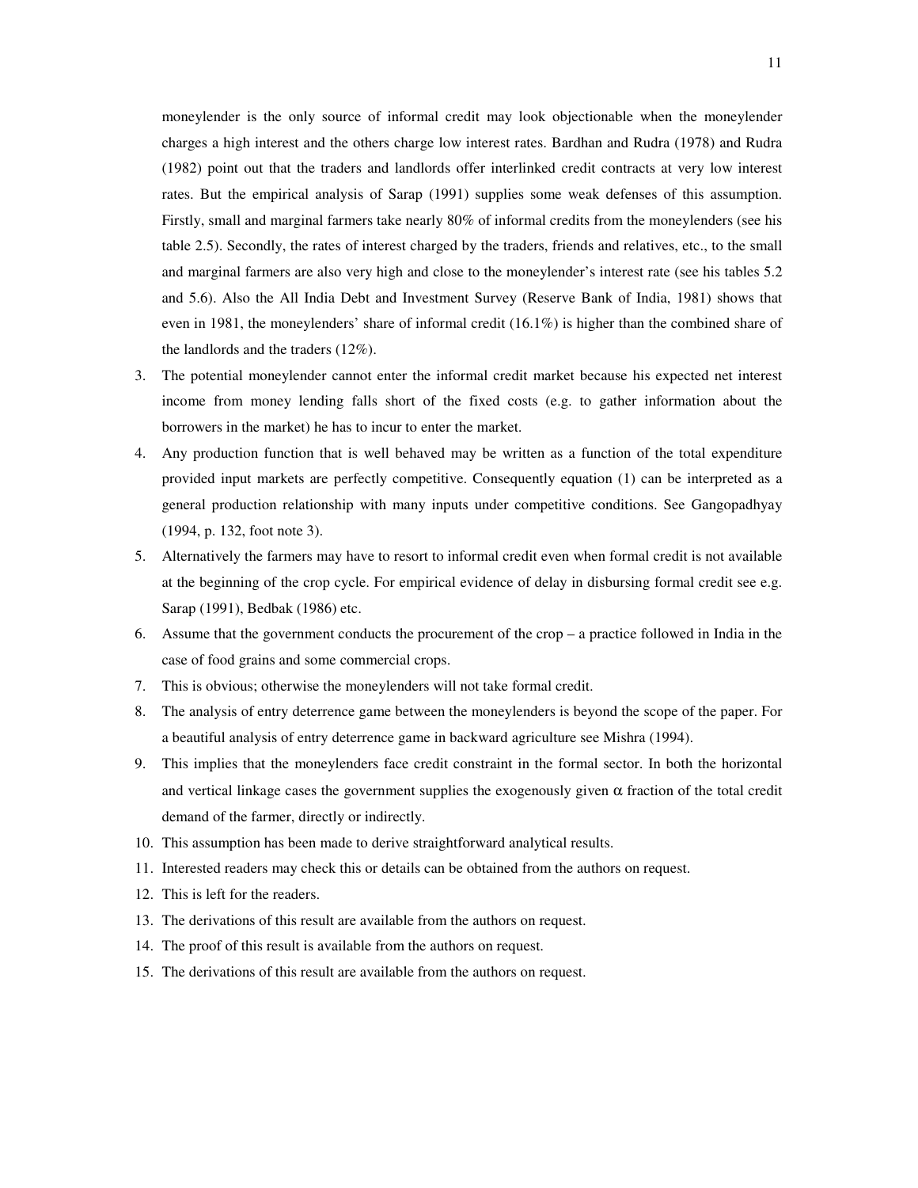moneylender is the only source of informal credit may look objectionable when the moneylender charges a high interest and the others charge low interest rates. Bardhan and Rudra (1978) and Rudra (1982) point out that the traders and landlords offer interlinked credit contracts at very low interest rates. But the empirical analysis of Sarap (1991) supplies some weak defenses of this assumption. Firstly, small and marginal farmers take nearly 80% of informal credits from the moneylenders (see his table 2.5). Secondly, the rates of interest charged by the traders, friends and relatives, etc., to the small and marginal farmers are also very high and close to the moneylender's interest rate (see his tables 5.2 and 5.6). Also the All India Debt and Investment Survey (Reserve Bank of India, 1981) shows that even in 1981, the moneylenders' share of informal credit (16.1%) is higher than the combined share of the landlords and the traders (12%).

3. The potential moneylender cannot enter the informal credit market because his expected net interest income from money lending falls short of the fixed costs (e.g. to gather information about the borrowers in the market) he has to incur to enter the market.
4. Any production function that is well behaved may be written as a function of the total expenditure provided input markets are perfectly competitive. Consequently equation (1) can be interpreted as a general production relationship with many inputs under competitive conditions. See Gangopadhyay (1994, p. 132, foot note 3).
5. Alternatively the farmers may have to resort to informal credit even when formal credit is not available at the beginning of the crop cycle. For empirical evidence of delay in disbursing formal credit see e.g. Sarap (1991), Bedbak (1986) etc.
6. Assume that the government conducts the procurement of the crop – a practice followed in India in the case of food grains and some commercial crops.
7. This is obvious; otherwise the moneylenders will not take formal credit.
8. The analysis of entry deterrence game between the moneylenders is beyond the scope of the paper. For a beautiful analysis of entry deterrence game in backward agriculture see Mishra (1994).
9. This implies that the moneylenders face credit constraint in the formal sector. In both the horizontal and vertical linkage cases the government supplies the exogenously given $\alpha$ fraction of the total credit demand of the farmer, directly or indirectly.
10. This assumption has been made to derive straightforward analytical results.
11. Interested readers may check this or details can be obtained from the authors on request.
12. This is left for the readers.
13. The derivations of this result are available from the authors on request.
14. The proof of this result is available from the authors on request.
15. The derivations of this result are available from the authors on request.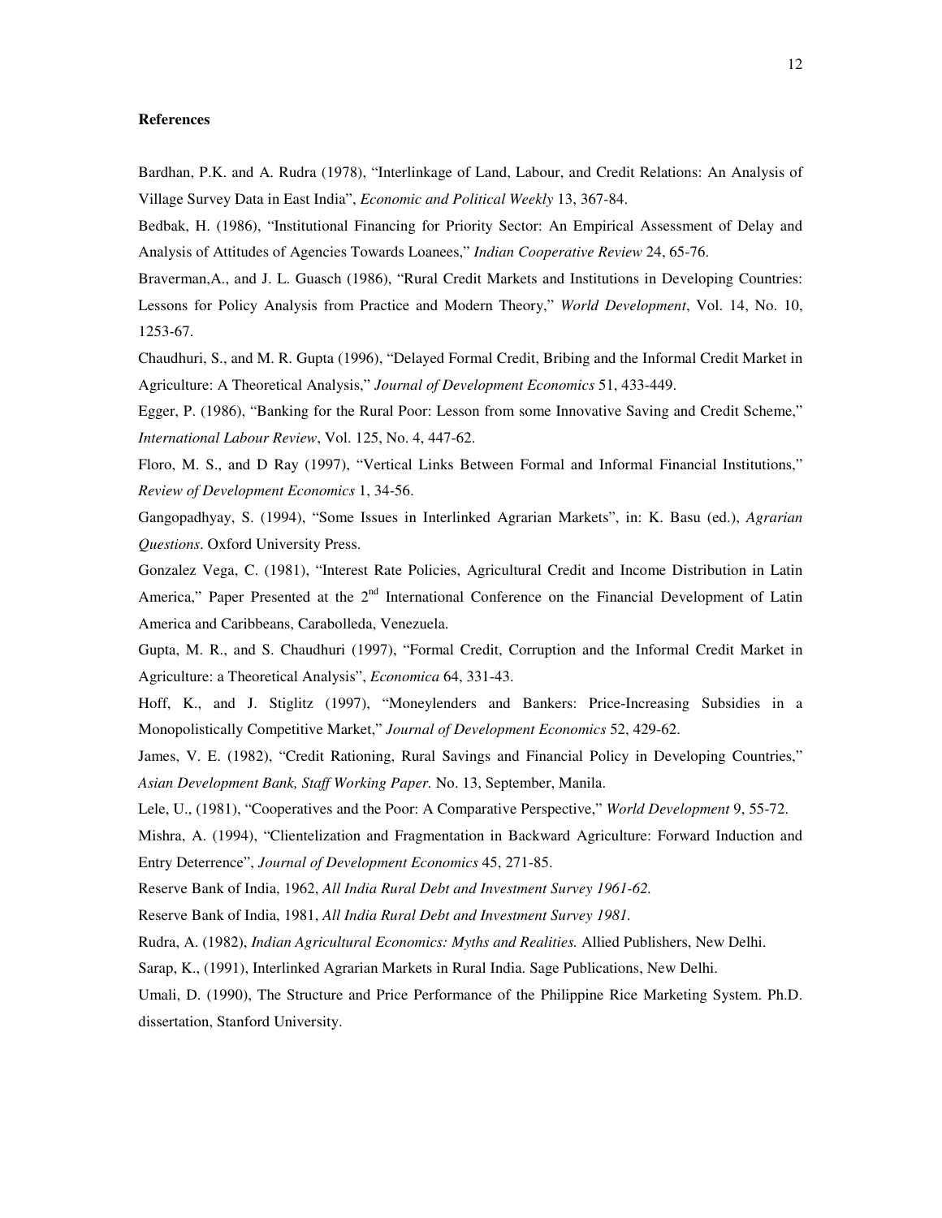**References**

Bardhan, P.K. and A. Rudra (1978), "Interlinkage of Land, Labour, and Credit Relations: An Analysis of Village Survey Data in East India", *Economic and Political Weekly* 13, 367-84.

Bedbak, H. (1986), "Institutional Financing for Priority Sector: An Empirical Assessment of Delay and Analysis of Attitudes of Agencies Towards Loanees," *Indian Cooperative Review* 24, 65-76.

Braverman,A., and J. L. Guasch (1986), "Rural Credit Markets and Institutions in Developing Countries: Lessons for Policy Analysis from Practice and Modern Theory," *World Development*, Vol. 14, No. 10, 1253-67.

Chaudhuri, S., and M. R. Gupta (1996), "Delayed Formal Credit, Bribing and the Informal Credit Market in Agriculture: A Theoretical Analysis," *Journal of Development Economics* 51, 433-449.

Egger, P. (1986), "Banking for the Rural Poor: Lesson from some Innovative Saving and Credit Scheme," *International Labour Review*, Vol. 125, No. 4, 447-62.

Floro, M. S., and D Ray (1997), "Vertical Links Between Formal and Informal Financial Institutions," *Review of Development Economics* 1, 34-56.

Gangopadhyay, S. (1994), "Some Issues in Interlinked Agrarian Markets", in: K. Basu (ed.), *Agrarian Questions*. Oxford University Press.

Gonzalez Vega, C. (1981), "Interest Rate Policies, Agricultural Credit and Income Distribution in Latin America," Paper Presented at the 2nd International Conference on the Financial Development of Latin America and Caribbeans, Carabolleda, Venezuela.

Gupta, M. R., and S. Chaudhuri (1997), "Formal Credit, Corruption and the Informal Credit Market in Agriculture: a Theoretical Analysis", *Economica* 64, 331-43.

Hoff, K., and J. Stiglitz (1997), "Moneylenders and Bankers: Price-Increasing Subsidies in a Monopolistically Competitive Market," *Journal of Development Economics* 52, 429-62.

James, V. E. (1982), "Credit Rationing, Rural Savings and Financial Policy in Developing Countries," *Asian Development Bank, Staff Working Paper.* No. 13, September, Manila.

Lele, U., (1981), "Cooperatives and the Poor: A Comparative Perspective," *World Development* 9, 55-72.

Mishra, A. (1994), "Clientelization and Fragmentation in Backward Agriculture: Forward Induction and Entry Deterrence", *Journal of Development Economics* 45, 271-85.

Reserve Bank of India, 1962, *All India Rural Debt and Investment Survey 1961-62.*

Reserve Bank of India, 1981, *All India Rural Debt and Investment Survey 1981.*

Rudra, A. (1982), *Indian Agricultural Economics: Myths and Realities.* Allied Publishers, New Delhi.

Sarap, K., (1991), Interlinked Agrarian Markets in Rural India. Sage Publications, New Delhi.

Umali, D. (1990), The Structure and Price Performance of the Philippine Rice Marketing System. Ph.D. dissertation, Stanford University.